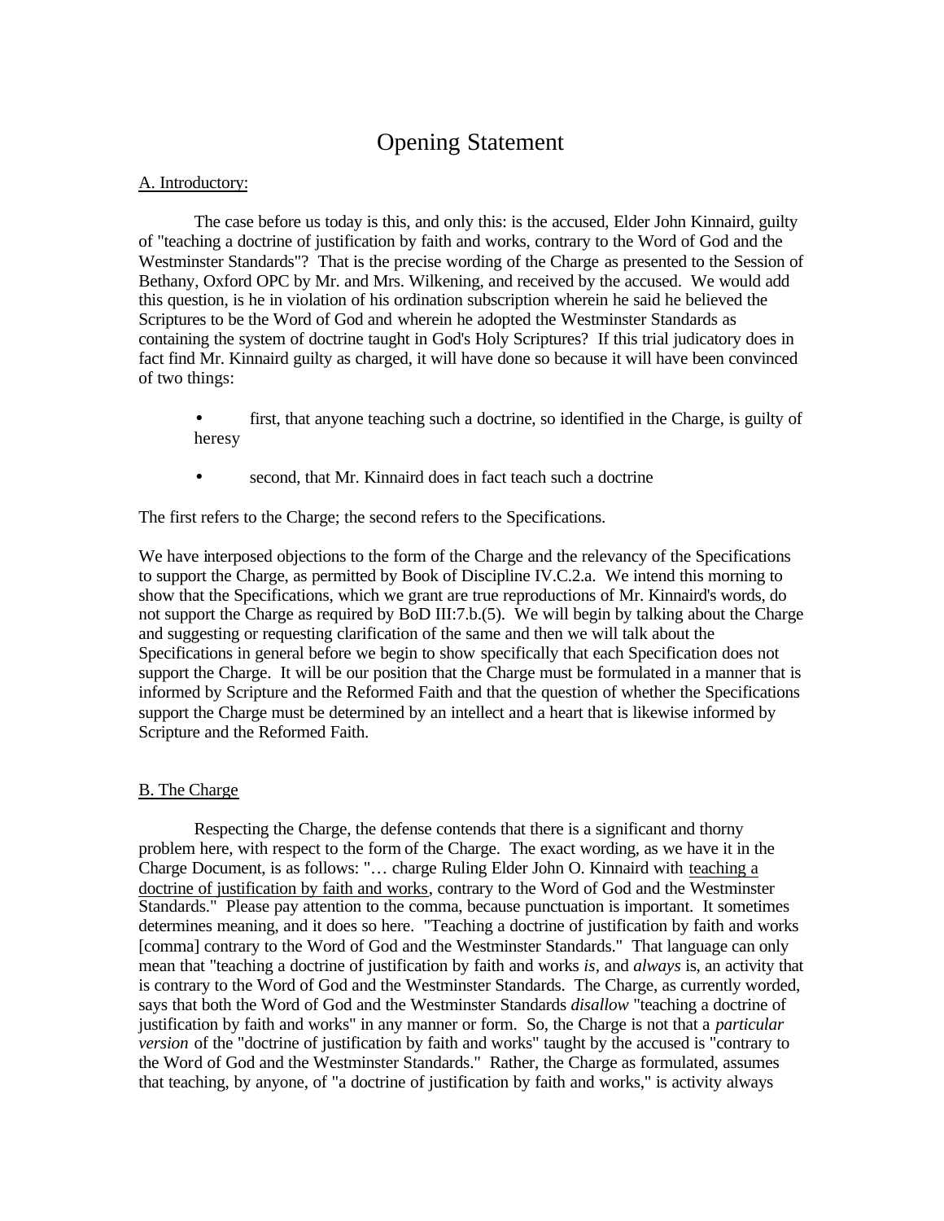# Opening Statement

A. Introductory:

The case before us today is this, and only this: is the accused, Elder John Kinnaird, guilty of "teaching a doctrine of justification by faith and works, contrary to the Word of God and the Westminster Standards"? That is the precise wording of the Charge as presented to the Session of Bethany, Oxford OPC by Mr. and Mrs. Wilkening, and received by the accused. We would add this question, is he in violation of his ordination subscription wherein he said he believed the Scriptures to be the Word of God and wherein he adopted the Westminster Standards as containing the system of doctrine taught in God's Holy Scriptures? If this trial judicatory does in fact find Mr. Kinnaird guilty as charged, it will have done so because it will have been convinced of two things:

- first, that anyone teaching such a doctrine, so identified in the Charge, is guilty of heresy
- second, that Mr. Kinnaird does in fact teach such a doctrine

The first refers to the Charge; the second refers to the Specifications.

We have interposed objections to the form of the Charge and the relevancy of the Specifications to support the Charge, as permitted by Book of Discipline IV.C.2.a. We intend this morning to show that the Specifications, which we grant are true reproductions of Mr. Kinnaird's words, do not support the Charge as required by BoD III:7.b.(5). We will begin by talking about the Charge and suggesting or requesting clarification of the same and then we will talk about the Specifications in general before we begin to show specifically that each Specification does not support the Charge. It will be our position that the Charge must be formulated in a manner that is informed by Scripture and the Reformed Faith and that the question of whether the Specifications support the Charge must be determined by an intellect and a heart that is likewise informed by Scripture and the Reformed Faith.

B. The Charge

Respecting the Charge, the defense contends that there is a significant and thorny problem here, with respect to the form of the Charge. The exact wording, as we have it in the Charge Document, is as follows: "… charge Ruling Elder John O. Kinnaird with teaching a doctrine of justification by faith and works, contrary to the Word of God and the Westminster Standards." Please pay attention to the comma, because punctuation is important. It sometimes determines meaning, and it does so here. "Teaching a doctrine of justification by faith and works [comma] contrary to the Word of God and the Westminster Standards." That language can only mean that "teaching a doctrine of justification by faith and works *is*, and *always* is, an activity that is contrary to the Word of God and the Westminster Standards. The Charge, as currently worded, says that both the Word of God and the Westminster Standards *disallow* "teaching a doctrine of justification by faith and works" in any manner or form. So, the Charge is not that a *particular version* of the "doctrine of justification by faith and works" taught by the accused is "contrary to the Word of God and the Westminster Standards." Rather, the Charge as formulated, assumes that teaching, by anyone, of "a doctrine of justification by faith and works," is activity always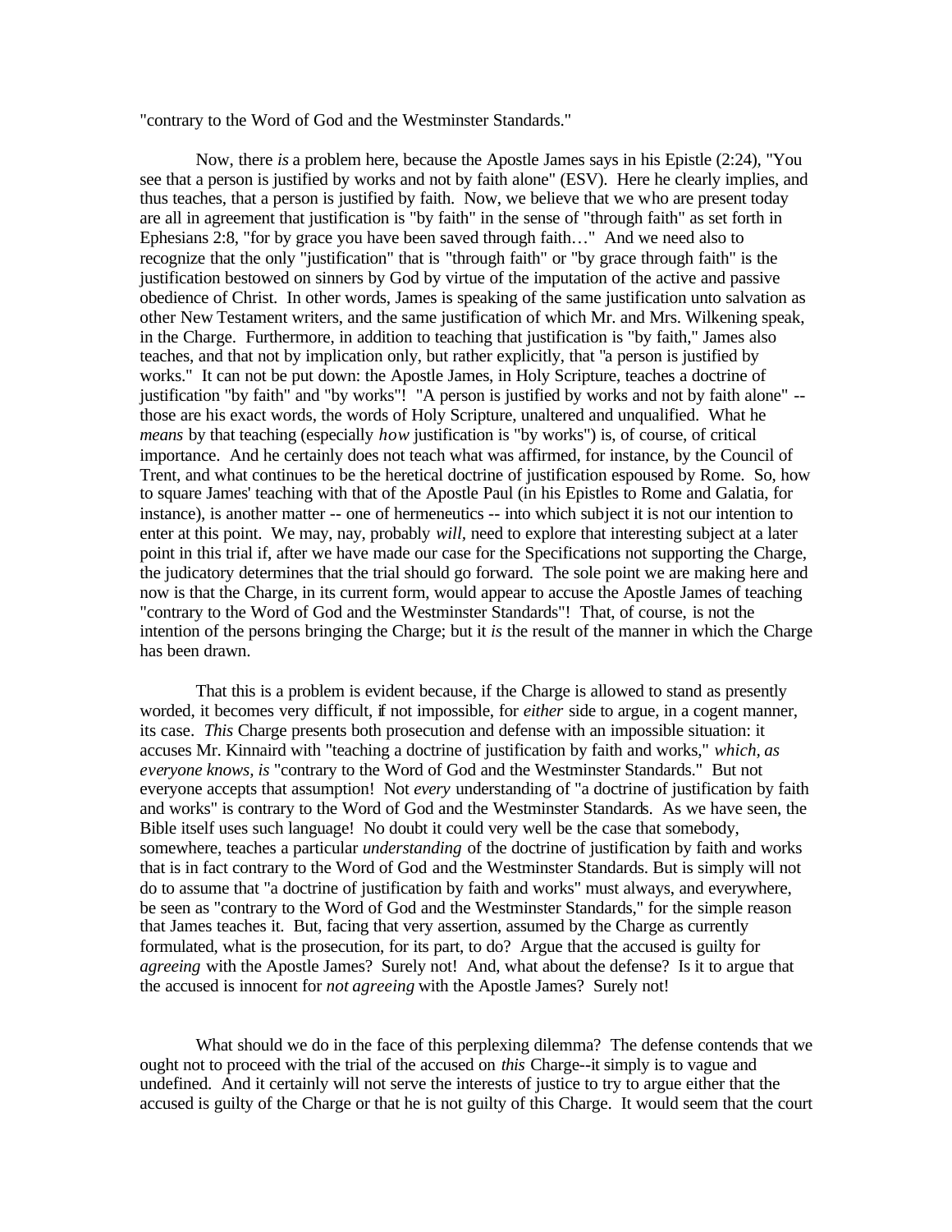"contrary to the Word of God and the Westminster Standards."

Now, there *is* a problem here, because the Apostle James says in his Epistle (2:24), "You see that a person is justified by works and not by faith alone" (ESV). Here he clearly implies, and thus teaches, that a person is justified by faith. Now, we believe that we who are present today are all in agreement that justification is "by faith" in the sense of "through faith" as set forth in Ephesians 2:8, "for by grace you have been saved through faith…" And we need also to recognize that the only "justification" that is "through faith" or "by grace through faith" is the justification bestowed on sinners by God by virtue of the imputation of the active and passive obedience of Christ. In other words, James is speaking of the same justification unto salvation as other New Testament writers, and the same justification of which Mr. and Mrs. Wilkening speak, in the Charge. Furthermore, in addition to teaching that justification is "by faith," James also teaches, and that not by implication only, but rather explicitly, that "a person is justified by works." It can not be put down: the Apostle James, in Holy Scripture, teaches a doctrine of justification "by faith" and "by works"! "A person is justified by works and not by faith alone" -- those are his exact words, the words of Holy Scripture, unaltered and unqualified. What he *means* by that teaching (especially *how* justification is "by works") is, of course, of critical importance. And he certainly does not teach what was affirmed, for instance, by the Council of Trent, and what continues to be the heretical doctrine of justification espoused by Rome. So, how to square James' teaching with that of the Apostle Paul (in his Epistles to Rome and Galatia, for instance), is another matter -- one of hermeneutics -- into which subject it is not our intention to enter at this point. We may, nay, probably *will*, need to explore that interesting subject at a later point in this trial if, after we have made our case for the Specifications not supporting the Charge, the judicatory determines that the trial should go forward. The sole point we are making here and now is that the Charge, in its current form, would appear to accuse the Apostle James of teaching "contrary to the Word of God and the Westminster Standards"! That, of course, is not the intention of the persons bringing the Charge; but it *is* the result of the manner in which the Charge has been drawn.

That this is a problem is evident because, if the Charge is allowed to stand as presently worded, it becomes very difficult, if not impossible, for *either* side to argue, in a cogent manner, its case. *This* Charge presents both prosecution and defense with an impossible situation: it accuses Mr. Kinnaird with "teaching a doctrine of justification by faith and works," *which, as everyone knows, is* "contrary to the Word of God and the Westminster Standards." But not everyone accepts that assumption! Not *every* understanding of "a doctrine of justification by faith and works" is contrary to the Word of God and the Westminster Standards. As we have seen, the Bible itself uses such language! No doubt it could very well be the case that somebody, somewhere, teaches a particular *understanding* of the doctrine of justification by faith and works that is in fact contrary to the Word of God and the Westminster Standards. But is simply will not do to assume that "a doctrine of justification by faith and works" must always, and everywhere, be seen as "contrary to the Word of God and the Westminster Standards," for the simple reason that James teaches it. But, facing that very assertion, assumed by the Charge as currently formulated, what is the prosecution, for its part, to do? Argue that the accused is guilty for *agreeing* with the Apostle James? Surely not! And, what about the defense? Is it to argue that the accused is innocent for *not agreeing* with the Apostle James? Surely not!

What should we do in the face of this perplexing dilemma? The defense contends that we ought not to proceed with the trial of the accused on *this* Charge--it simply is to vague and undefined. And it certainly will not serve the interests of justice to try to argue either that the accused is guilty of the Charge or that he is not guilty of this Charge. It would seem that the court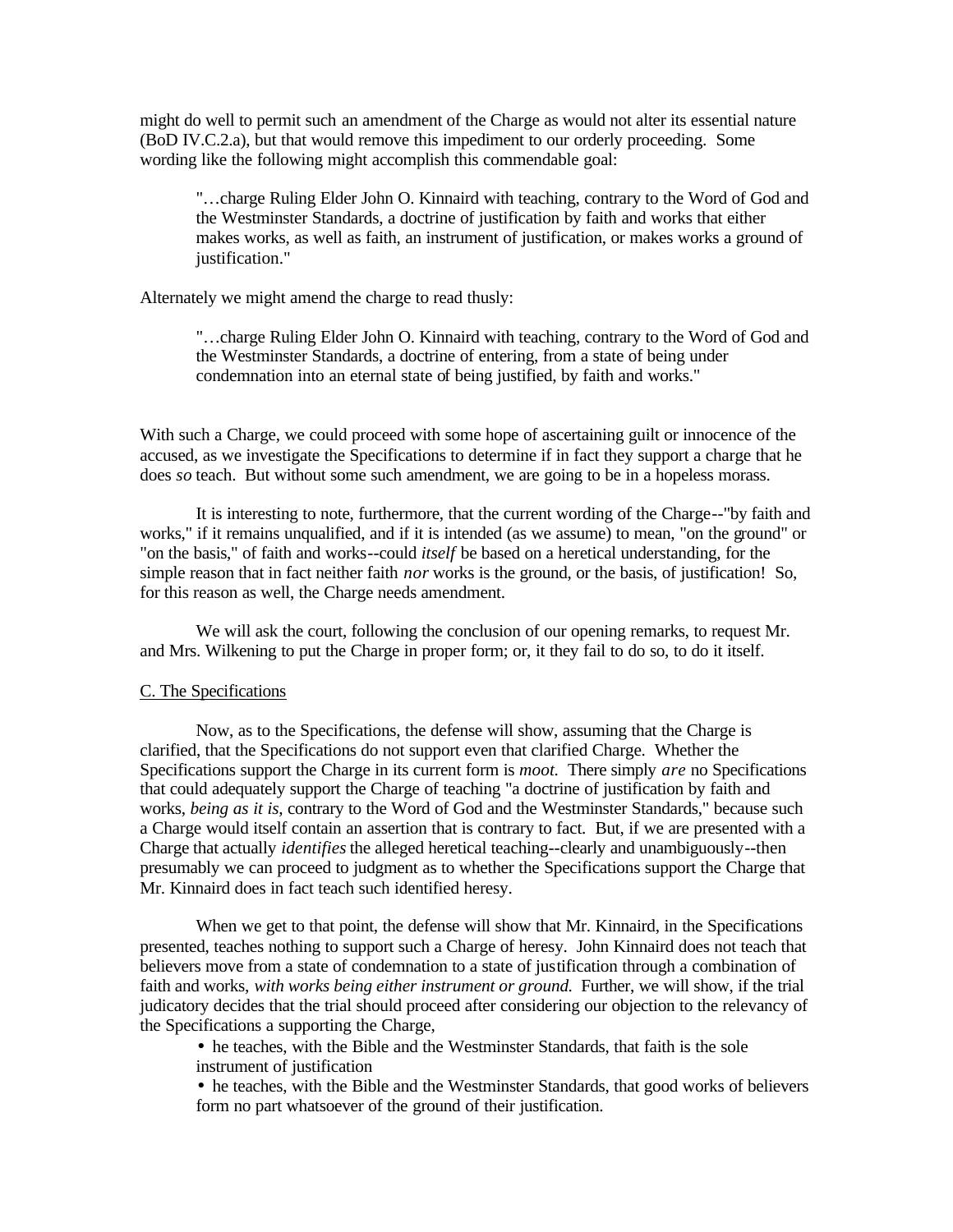might do well to permit such an amendment of the Charge as would not alter its essential nature (BoD IV.C.2.a), but that would remove this impediment to our orderly proceeding. Some wording like the following might accomplish this commendable goal:

> "…charge Ruling Elder John O. Kinnaird with teaching, contrary to the Word of God and the Westminster Standards, a doctrine of justification by faith and works that either makes works, as well as faith, an instrument of justification, or makes works a ground of justification."

Alternately we might amend the charge to read thusly:

> "…charge Ruling Elder John O. Kinnaird with teaching, contrary to the Word of God and the Westminster Standards, a doctrine of entering, from a state of being under condemnation into an eternal state of being justified, by faith and works."

With such a Charge, we could proceed with some hope of ascertaining guilt or innocence of the accused, as we investigate the Specifications to determine if in fact they support a charge that he does *so* teach. But without some such amendment, we are going to be in a hopeless morass.

It is interesting to note, furthermore, that the current wording of the Charge--"by faith and works," if it remains unqualified, and if it is intended (as we assume) to mean, "on the ground" or "on the basis," of faith and works--could *itself* be based on a heretical understanding, for the simple reason that in fact neither faith *nor* works is the ground, or the basis, of justification! So, for this reason as well, the Charge needs amendment.

We will ask the court, following the conclusion of our opening remarks, to request Mr. and Mrs. Wilkening to put the Charge in proper form; or, it they fail to do so, to do it itself.

C. The Specifications

Now, as to the Specifications, the defense will show, assuming that the Charge is clarified, that the Specifications do not support even that clarified Charge. Whether the Specifications support the Charge in its current form is *moot.* There simply *are* no Specifications that could adequately support the Charge of teaching "a doctrine of justification by faith and works, *being as it is*, contrary to the Word of God and the Westminster Standards," because such a Charge would itself contain an assertion that is contrary to fact. But, if we are presented with a Charge that actually *identifies* the alleged heretical teaching--clearly and unambiguously--then presumably we can proceed to judgment as to whether the Specifications support the Charge that Mr. Kinnaird does in fact teach such identified heresy.

When we get to that point, the defense will show that Mr. Kinnaird, in the Specifications presented, teaches nothing to support such a Charge of heresy. John Kinnaird does not teach that believers move from a state of condemnation to a state of justification through a combination of faith and works, *with works being either instrument or ground.* Further, we will show, if the trial judicatory decides that the trial should proceed after considering our objection to the relevancy of the Specifications a supporting the Charge,

- he teaches, with the Bible and the Westminster Standards, that faith is the sole instrument of justification
- he teaches, with the Bible and the Westminster Standards, that good works of believers form no part whatsoever of the ground of their justification.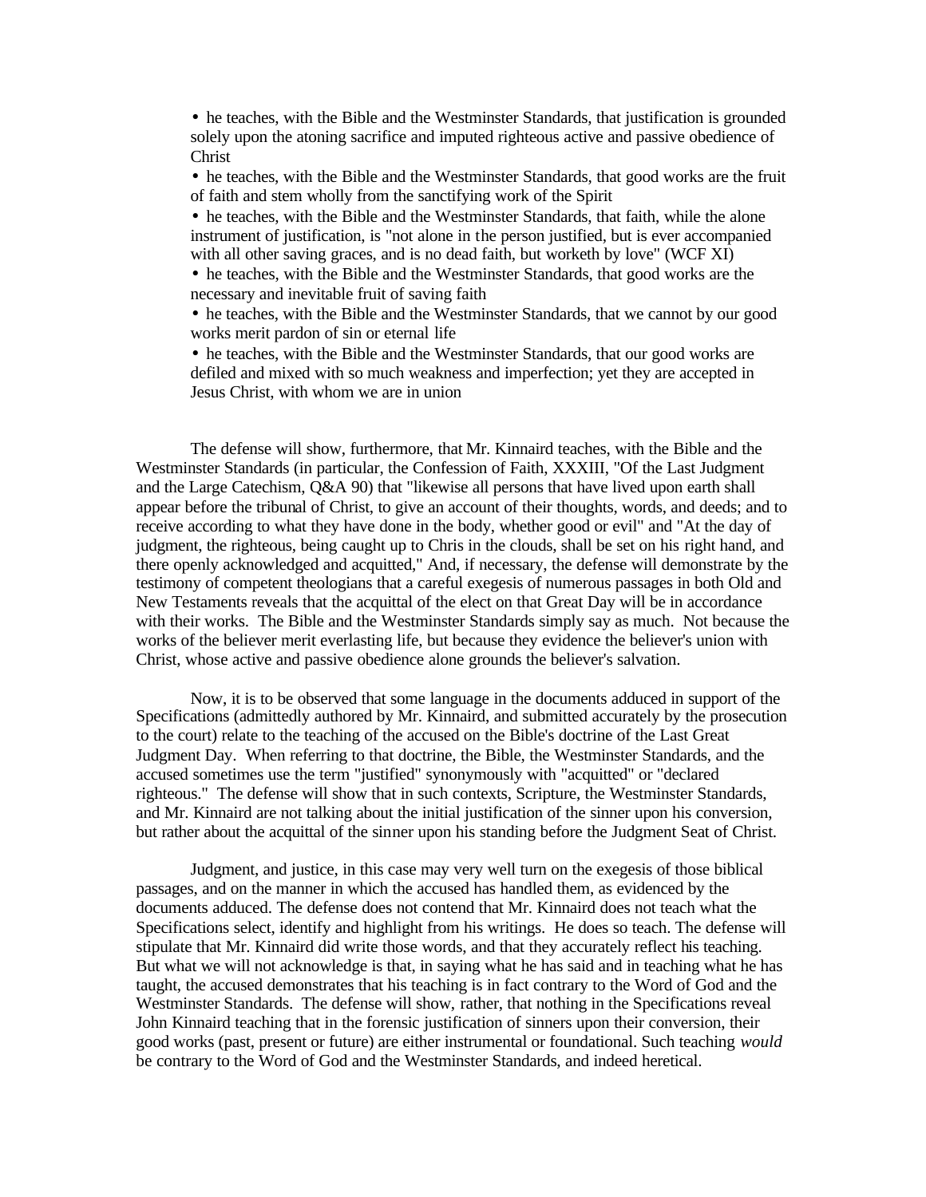- he teaches, with the Bible and the Westminster Standards, that justification is grounded solely upon the atoning sacrifice and imputed righteous active and passive obedience of Christ
- he teaches, with the Bible and the Westminster Standards, that good works are the fruit of faith and stem wholly from the sanctifying work of the Spirit
- he teaches, with the Bible and the Westminster Standards, that faith, while the alone instrument of justification, is "not alone in the person justified, but is ever accompanied with all other saving graces, and is no dead faith, but worketh by love" (WCF XI)
- he teaches, with the Bible and the Westminster Standards, that good works are the necessary and inevitable fruit of saving faith
- he teaches, with the Bible and the Westminster Standards, that we cannot by our good works merit pardon of sin or eternal life
- he teaches, with the Bible and the Westminster Standards, that our good works are defiled and mixed with so much weakness and imperfection; yet they are accepted in Jesus Christ, with whom we are in union

The defense will show, furthermore, that Mr. Kinnaird teaches, with the Bible and the Westminster Standards (in particular, the Confession of Faith, XXXIII, "Of the Last Judgment and the Large Catechism, Q&A 90) that "likewise all persons that have lived upon earth shall appear before the tribunal of Christ, to give an account of their thoughts, words, and deeds; and to receive according to what they have done in the body, whether good or evil" and "At the day of judgment, the righteous, being caught up to Chris in the clouds, shall be set on his right hand, and there openly acknowledged and acquitted," And, if necessary, the defense will demonstrate by the testimony of competent theologians that a careful exegesis of numerous passages in both Old and New Testaments reveals that the acquittal of the elect on that Great Day will be in accordance with their works. The Bible and the Westminster Standards simply say as much. Not because the works of the believer merit everlasting life, but because they evidence the believer's union with Christ, whose active and passive obedience alone grounds the believer's salvation.

Now, it is to be observed that some language in the documents adduced in support of the Specifications (admittedly authored by Mr. Kinnaird, and submitted accurately by the prosecution to the court) relate to the teaching of the accused on the Bible's doctrine of the Last Great Judgment Day. When referring to that doctrine, the Bible, the Westminster Standards, and the accused sometimes use the term "justified" synonymously with "acquitted" or "declared righteous." The defense will show that in such contexts, Scripture, the Westminster Standards, and Mr. Kinnaird are not talking about the initial justification of the sinner upon his conversion, but rather about the acquittal of the sinner upon his standing before the Judgment Seat of Christ.

Judgment, and justice, in this case may very well turn on the exegesis of those biblical passages, and on the manner in which the accused has handled them, as evidenced by the documents adduced. The defense does not contend that Mr. Kinnaird does not teach what the Specifications select, identify and highlight from his writings. He does so teach. The defense will stipulate that Mr. Kinnaird did write those words, and that they accurately reflect his teaching. But what we will not acknowledge is that, in saying what he has said and in teaching what he has taught, the accused demonstrates that his teaching is in fact contrary to the Word of God and the Westminster Standards. The defense will show, rather, that nothing in the Specifications reveal John Kinnaird teaching that in the forensic justification of sinners upon their conversion, their good works (past, present or future) are either instrumental or foundational. Such teaching *would* be contrary to the Word of God and the Westminster Standards, and indeed heretical.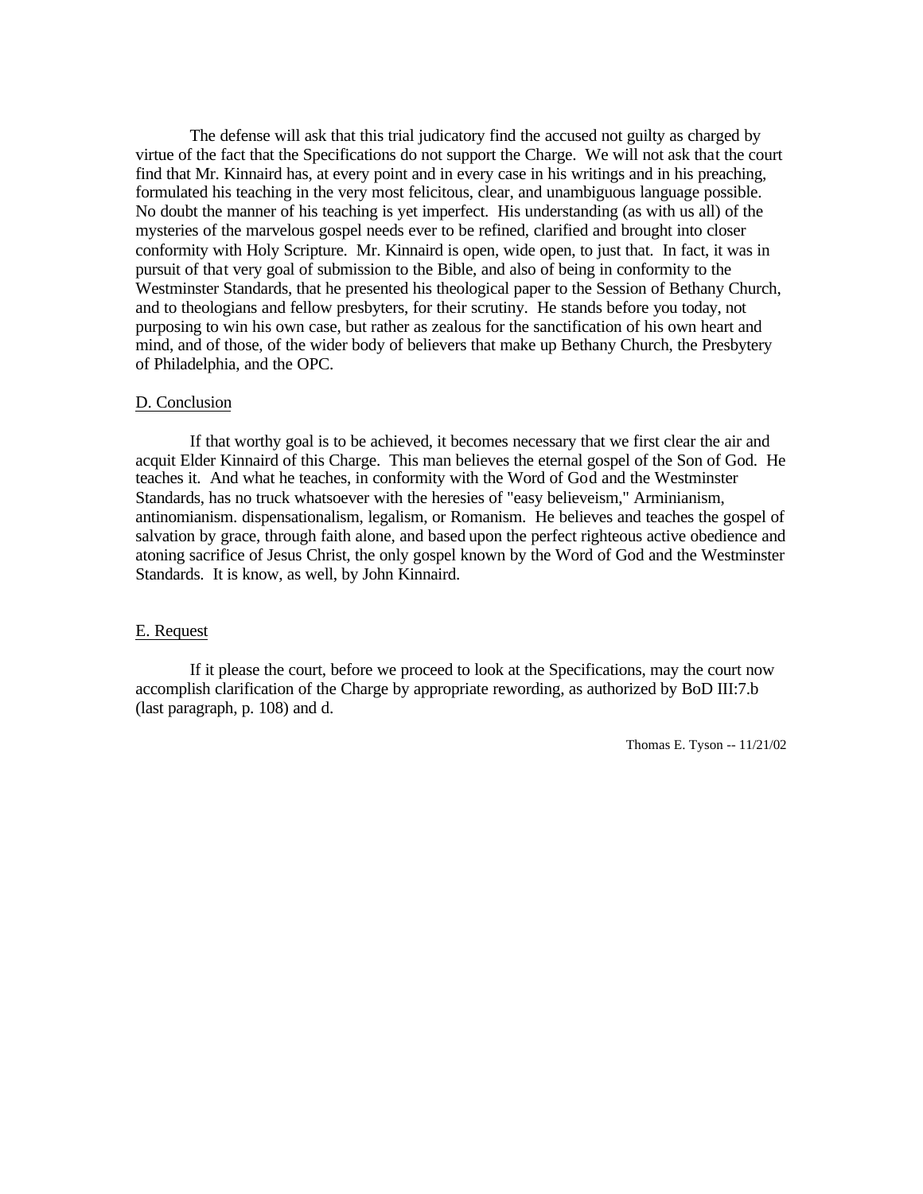The defense will ask that this trial judicatory find the accused not guilty as charged by virtue of the fact that the Specifications do not support the Charge. We will not ask that the court find that Mr. Kinnaird has, at every point and in every case in his writings and in his preaching, formulated his teaching in the very most felicitous, clear, and unambiguous language possible. No doubt the manner of his teaching is yet imperfect. His understanding (as with us all) of the mysteries of the marvelous gospel needs ever to be refined, clarified and brought into closer conformity with Holy Scripture. Mr. Kinnaird is open, wide open, to just that. In fact, it was in pursuit of that very goal of submission to the Bible, and also of being in conformity to the Westminster Standards, that he presented his theological paper to the Session of Bethany Church, and to theologians and fellow presbyters, for their scrutiny. He stands before you today, not purposing to win his own case, but rather as zealous for the sanctification of his own heart and mind, and of those, of the wider body of believers that make up Bethany Church, the Presbytery of Philadelphia, and the OPC.

D. Conclusion

If that worthy goal is to be achieved, it becomes necessary that we first clear the air and acquit Elder Kinnaird of this Charge. This man believes the eternal gospel of the Son of God. He teaches it. And what he teaches, in conformity with the Word of God and the Westminster Standards, has no truck whatsoever with the heresies of "easy believeism," Arminianism, antinomianism. dispensationalism, legalism, or Romanism. He believes and teaches the gospel of salvation by grace, through faith alone, and based upon the perfect righteous active obedience and atoning sacrifice of Jesus Christ, the only gospel known by the Word of God and the Westminster Standards. It is know, as well, by John Kinnaird.

E. Request

If it please the court, before we proceed to look at the Specifications, may the court now accomplish clarification of the Charge by appropriate rewording, as authorized by BoD III:7.b (last paragraph, p. 108) and d.

Thomas E. Tyson -- 11/21/02